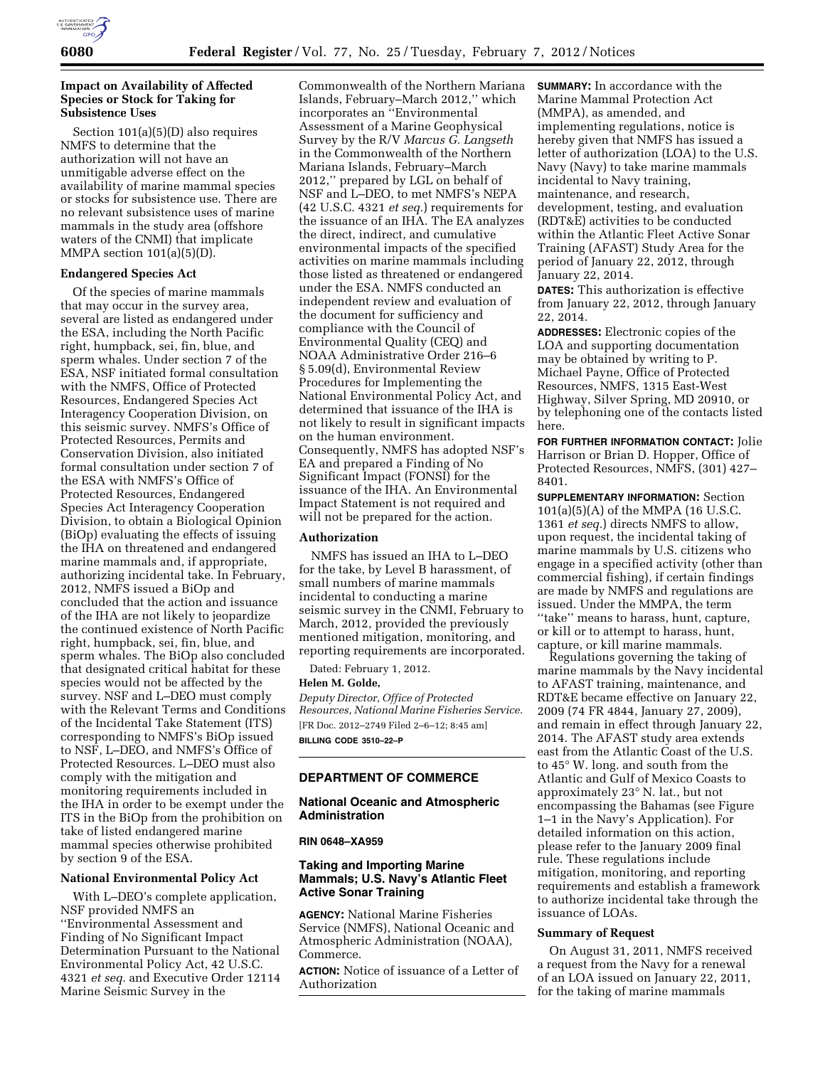### Impact on Availability of Affected Species or Stock for Taking for Subsistence Uses

Section 101(a)(5)(D) also requires NMFS to determine that the authorization will not have an unmitigable adverse effect on the availability of marine mammal species or stocks for subsistence use. There are no relevant subsistence uses of marine mammals in the study area (offshore waters of the CNMI) that implicate MMPA section 101(a)(5)(D).

### Endangered Species Act

Of the species of marine mammals that may occur in the survey area, several are listed as endangered under the ESA, including the North Pacific right, humpback, sei, fin, blue, and sperm whales. Under section 7 of the ESA, NSF initiated formal consultation with the NMFS, Office of Protected Resources, Endangered Species Act Interagency Cooperation Division, on this seismic survey. NMFS's Office of Protected Resources, Permits and Conservation Division, also initiated formal consultation under section 7 of the ESA with NMFS's Office of Protected Resources, Endangered Species Act Interagency Cooperation Division, to obtain a Biological Opinion (BiOp) evaluating the effects of issuing the IHA on threatened and endangered marine mammals and, if appropriate, authorizing incidental take. In February, 2012, NMFS issued a BiOp and concluded that the action and issuance of the IHA are not likely to jeopardize the continued existence of North Pacific right, humpback, sei, fin, blue, and sperm whales. The BiOp also concluded that designated critical habitat for these species would not be affected by the survey. NSF and L–DEO must comply with the Relevant Terms and Conditions of the Incidental Take Statement (ITS) corresponding to NMFS's BiOp issued to NSF, L–DEO, and NMFS's Office of Protected Resources. L–DEO must also comply with the mitigation and monitoring requirements included in the IHA in order to be exempt under the ITS in the BiOp from the prohibition on take of listed endangered marine mammal species otherwise prohibited by section 9 of the ESA.

### National Environmental Policy Act

With L–DEO's complete application, NSF provided NMFS an ''Environmental Assessment and Finding of No Significant Impact Determination Pursuant to the National Environmental Policy Act, 42 U.S.C. 4321 *et seq.* and Executive Order 12114 Marine Seismic Survey in the Commonwealth of the Northern Mariana Islands, February–March 2012,'' which incorporates an ''Environmental Assessment of a Marine Geophysical Survey by the R/V *Marcus G. Langseth* in the Commonwealth of the Northern Mariana Islands, February–March 2012,'' prepared by LGL on behalf of NSF and L–DEO, to met NMFS's NEPA (42 U.S.C. 4321 *et seq.*) requirements for the issuance of an IHA. The EA analyzes the direct, indirect, and cumulative environmental impacts of the specified activities on marine mammals including those listed as threatened or endangered under the ESA. NMFS conducted an independent review and evaluation of the document for sufficiency and compliance with the Council of Environmental Quality (CEQ) and NOAA Administrative Order 216–6 § 5.09(d), Environmental Review Procedures for Implementing the National Environmental Policy Act, and determined that issuance of the IHA is not likely to result in significant impacts on the human environment. Consequently, NMFS has adopted NSF's EA and prepared a Finding of No Significant Impact (FONSI) for the issuance of the IHA. An Environmental Impact Statement is not required and will not be prepared for the action.

### Authorization

NMFS has issued an IHA to L–DEO for the take, by Level B harassment, of small numbers of marine mammals incidental to conducting a marine seismic survey in the CNMI, February to March, 2012, provided the previously mentioned mitigation, monitoring, and reporting requirements are incorporated.

Dated: February 1, 2012.

**Helen M. Golde,**

*Deputy Director, Office of Protected Resources, National Marine Fisheries Service.*

[FR Doc. 2012–2749 Filed 2–6–12; 8:45 am]

**BILLING CODE 3510–22–P**

## DEPARTMENT OF COMMERCE

### National Oceanic and Atmospheric Administration

**RIN 0648–XA959**

### Taking and Importing Marine Mammals; U.S. Navy's Atlantic Fleet Active Sonar Training

**AGENCY:** National Marine Fisheries Service (NMFS), National Oceanic and Atmospheric Administration (NOAA), Commerce.

**ACTION:** Notice of issuance of a Letter of Authorization

**SUMMARY:** In accordance with the Marine Mammal Protection Act (MMPA), as amended, and implementing regulations, notice is hereby given that NMFS has issued a letter of authorization (LOA) to the U.S. Navy (Navy) to take marine mammals incidental to Navy training, maintenance, and research, development, testing, and evaluation (RDT&E) activities to be conducted within the Atlantic Fleet Active Sonar Training (AFAST) Study Area for the period of January 22, 2012, through January 22, 2014.

**DATES:** This authorization is effective from January 22, 2012, through January 22, 2014.

**ADDRESSES:** Electronic copies of the LOA and supporting documentation may be obtained by writing to P. Michael Payne, Office of Protected Resources, NMFS, 1315 East-West Highway, Silver Spring, MD 20910, or by telephoning one of the contacts listed here.

**FOR FURTHER INFORMATION CONTACT:** Jolie Harrison or Brian D. Hopper, Office of Protected Resources, NMFS, (301) 427–8401.

**SUPPLEMENTARY INFORMATION:** Section 101(a)(5)(A) of the MMPA (16 U.S.C. 1361 *et seq.*) directs NMFS to allow, upon request, the incidental taking of marine mammals by U.S. citizens who engage in a specified activity (other than commercial fishing), if certain findings are made by NMFS and regulations are issued. Under the MMPA, the term ''take'' means to harass, hunt, capture, or kill or to attempt to harass, hunt, capture, or kill marine mammals.

Regulations governing the taking of marine mammals by the Navy incidental to AFAST training, maintenance, and RDT&E became effective on January 22, 2009 (74 FR 4844, January 27, 2009), and remain in effect through January 22, 2014. The AFAST study area extends east from the Atlantic Coast of the U.S. to 45° W. long. and south from the Atlantic and Gulf of Mexico Coasts to approximately 23° N. lat., but not encompassing the Bahamas (see Figure 1–1 in the Navy's Application). For detailed information on this action, please refer to the January 2009 final rule. These regulations include mitigation, monitoring, and reporting requirements and establish a framework to authorize incidental take through the issuance of LOAs.

### Summary of Request

On August 31, 2011, NMFS received a request from the Navy for a renewal of an LOA issued on January 22, 2011, for the taking of marine mammals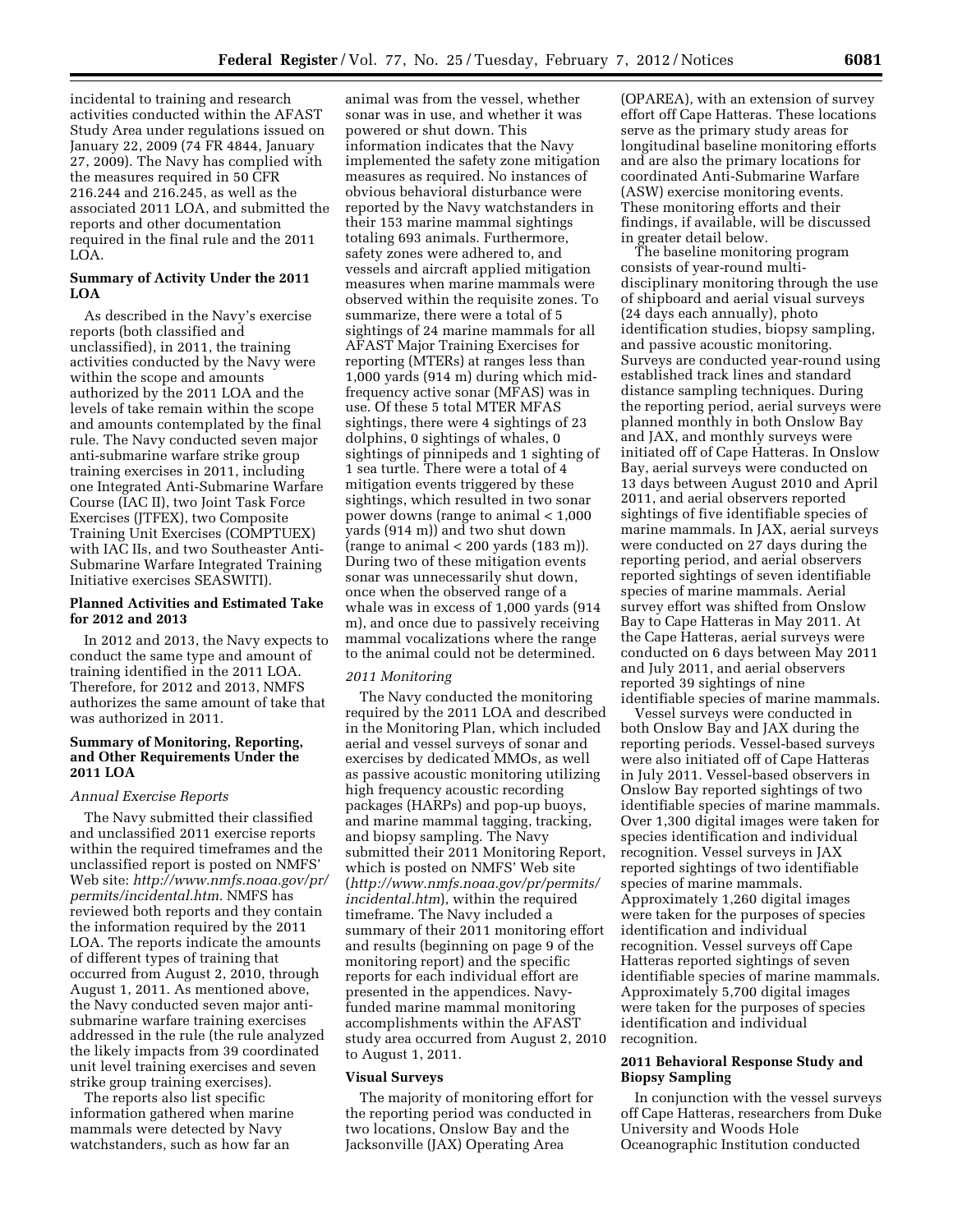incidental to training and research activities conducted within the AFAST Study Area under regulations issued on January 22, 2009 (74 FR 4844, January 27, 2009). The Navy has complied with the measures required in 50 CFR 216.244 and 216.245, as well as the associated 2011 LOA, and submitted the reports and other documentation required in the final rule and the 2011 LOA.

**Summary of Activity Under the 2011 LOA**

As described in the Navy's exercise reports (both classified and unclassified), in 2011, the training activities conducted by the Navy were within the scope and amounts authorized by the 2011 LOA and the levels of take remain within the scope and amounts contemplated by the final rule. The Navy conducted seven major anti-submarine warfare strike group training exercises in 2011, including one Integrated Anti-Submarine Warfare Course (IAC II), two Joint Task Force Exercises (JTFEX), two Composite Training Unit Exercises (COMPTUEX) with IAC IIs, and two Southeaster Anti-Submarine Warfare Integrated Training Initiative exercises SEASWITI).

**Planned Activities and Estimated Take for 2012 and 2013**

In 2012 and 2013, the Navy expects to conduct the same type and amount of training identified in the 2011 LOA. Therefore, for 2012 and 2013, NMFS authorizes the same amount of take that was authorized in 2011.

**Summary of Monitoring, Reporting, and Other Requirements Under the 2011 LOA**

*Annual Exercise Reports*

The Navy submitted their classified and unclassified 2011 exercise reports within the required timeframes and the unclassified report is posted on NMFS' Web site: *http://www.nmfs.noaa.gov/pr/permits/incidental.htm.* NMFS has reviewed both reports and they contain the information required by the 2011 LOA. The reports indicate the amounts of different types of training that occurred from August 2, 2010, through August 1, 2011. As mentioned above, the Navy conducted seven major anti-submarine warfare training exercises addressed in the rule (the rule analyzed the likely impacts from 39 coordinated unit level training exercises and seven strike group training exercises).

The reports also list specific information gathered when marine mammals were detected by Navy watchstanders, such as how far an animal was from the vessel, whether sonar was in use, and whether it was powered or shut down. This information indicates that the Navy implemented the safety zone mitigation measures as required. No instances of obvious behavioral disturbance were reported by the Navy watchstanders in their 153 marine mammal sightings totaling 693 animals. Furthermore, safety zones were adhered to, and vessels and aircraft applied mitigation measures when marine mammals were observed within the requisite zones. To summarize, there were a total of 5 sightings of 24 marine mammals for all AFAST Major Training Exercises for reporting (MTERs) at ranges less than 1,000 yards (914 m) during which mid-frequency active sonar (MFAS) was in use. Of these 5 total MTER MFAS sightings, there were 4 sightings of 23 dolphins, 0 sightings of whales, 0 sightings of pinnipeds and 1 sighting of 1 sea turtle. There were a total of 4 mitigation events triggered by these sightings, which resulted in two sonar power downs (range to animal < 1,000 yards (914 m)) and two shut down (range to animal < 200 yards (183 m)). During two of these mitigation events sonar was unnecessarily shut down, once when the observed range of a whale was in excess of 1,000 yards (914 m), and once due to passively receiving mammal vocalizations where the range to the animal could not be determined.

*2011 Monitoring*

The Navy conducted the monitoring required by the 2011 LOA and described in the Monitoring Plan, which included aerial and vessel surveys of sonar and exercises by dedicated MMOs, as well as passive acoustic monitoring utilizing high frequency acoustic recording packages (HARPs) and pop-up buoys, and marine mammal tagging, tracking, and biopsy sampling. The Navy submitted their 2011 Monitoring Report, which is posted on NMFS' Web site (*http://www.nmfs.noaa.gov/pr/permits/incidental.htm*), within the required timeframe. The Navy included a summary of their 2011 monitoring effort and results (beginning on page 9 of the monitoring report) and the specific reports for each individual effort are presented in the appendices. Navy-funded marine mammal monitoring accomplishments within the AFAST study area occurred from August 2, 2010 to August 1, 2011.

**Visual Surveys**

The majority of monitoring effort for the reporting period was conducted in two locations, Onslow Bay and the Jacksonville (JAX) Operating Area (OPAREA), with an extension of survey effort off Cape Hatteras. These locations serve as the primary study areas for longitudinal baseline monitoring efforts and are also the primary locations for coordinated Anti-Submarine Warfare (ASW) exercise monitoring events. These monitoring efforts and their findings, if available, will be discussed in greater detail below.

The baseline monitoring program consists of year-round multi-disciplinary monitoring through the use of shipboard and aerial visual surveys (24 days each annually), photo identification studies, biopsy sampling, and passive acoustic monitoring. Surveys are conducted year-round using established track lines and standard distance sampling techniques. During the reporting period, aerial surveys were planned monthly in both Onslow Bay and JAX, and monthly surveys were initiated off of Cape Hatteras. In Onslow Bay, aerial surveys were conducted on 13 days between August 2010 and April 2011, and aerial observers reported sightings of five identifiable species of marine mammals. In JAX, aerial surveys were conducted on 27 days during the reporting period, and aerial observers reported sightings of seven identifiable species of marine mammals. Aerial survey effort was shifted from Onslow Bay to Cape Hatteras in May 2011. At the Cape Hatteras, aerial surveys were conducted on 6 days between May 2011 and July 2011, and aerial observers reported 39 sightings of nine identifiable species of marine mammals.

Vessel surveys were conducted in both Onslow Bay and JAX during the reporting periods. Vessel-based surveys were also initiated off of Cape Hatteras in July 2011. Vessel-based observers in Onslow Bay reported sightings of two identifiable species of marine mammals. Over 1,300 digital images were taken for species identification and individual recognition. Vessel surveys in JAX reported sightings of two identifiable species of marine mammals. Approximately 1,260 digital images were taken for the purposes of species identification and individual recognition. Vessel surveys off Cape Hatteras reported sightings of seven identifiable species of marine mammals. Approximately 5,700 digital images were taken for the purposes of species identification and individual recognition.

**2011 Behavioral Response Study and Biopsy Sampling**

In conjunction with the vessel surveys off Cape Hatteras, researchers from Duke University and Woods Hole Oceanographic Institution conducted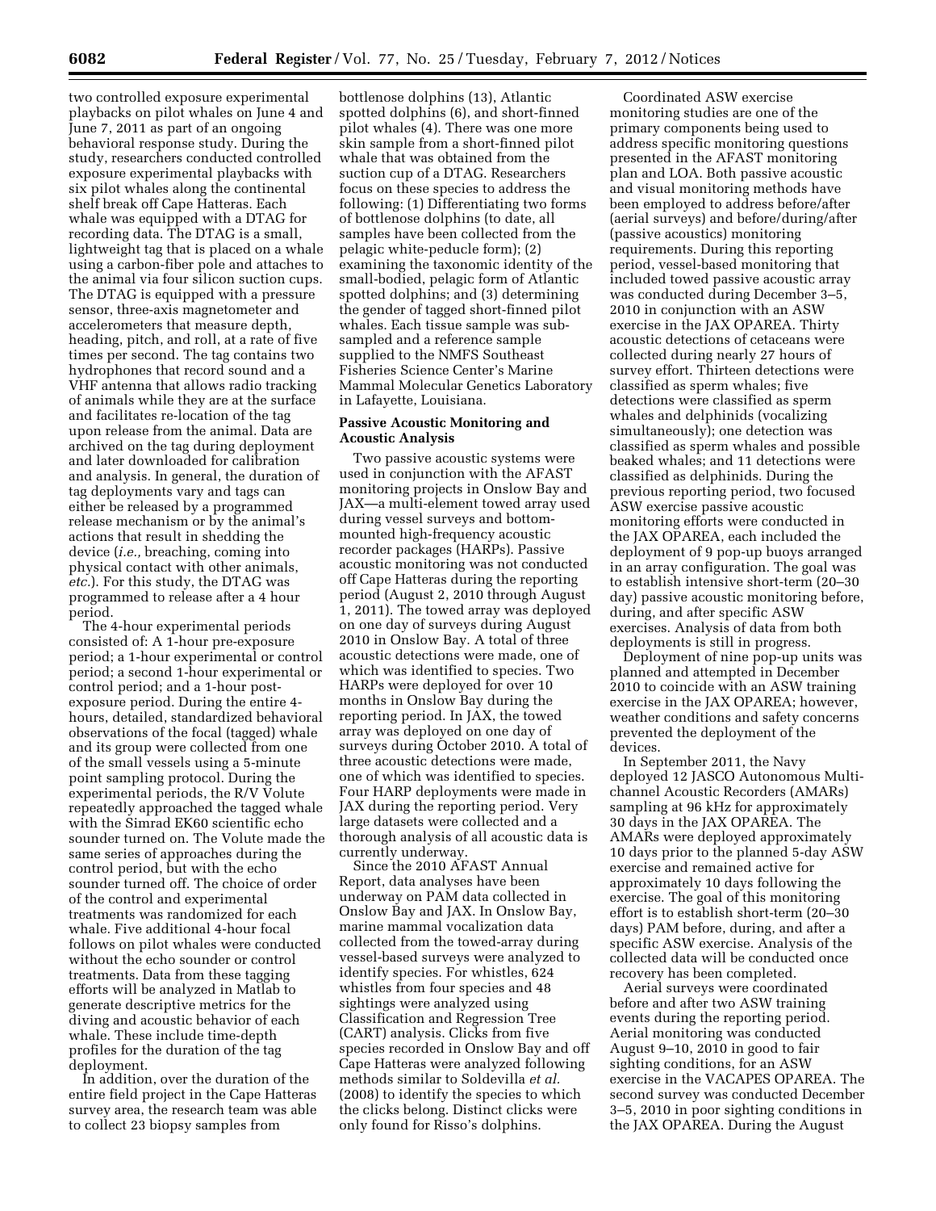two controlled exposure experimental playbacks on pilot whales on June 4 and June 7, 2011 as part of an ongoing behavioral response study. During the study, researchers conducted controlled exposure experimental playbacks with six pilot whales along the continental shelf break off Cape Hatteras. Each whale was equipped with a DTAG for recording data. The DTAG is a small, lightweight tag that is placed on a whale using a carbon-fiber pole and attaches to the animal via four silicon suction cups. The DTAG is equipped with a pressure sensor, three-axis magnetometer and accelerometers that measure depth, heading, pitch, and roll, at a rate of five times per second. The tag contains two hydrophones that record sound and a VHF antenna that allows radio tracking of animals while they are at the surface and facilitates re-location of the tag upon release from the animal. Data are archived on the tag during deployment and later downloaded for calibration and analysis. In general, the duration of tag deployments vary and tags can either be released by a programmed release mechanism or by the animal's actions that result in shedding the device (*i.e.,* breaching, coming into physical contact with other animals, *etc.*). For this study, the DTAG was programmed to release after a 4 hour period.

The 4-hour experimental periods consisted of: A 1-hour pre-exposure period; a 1-hour experimental or control period; a second 1-hour experimental or control period; and a 1-hour post-exposure period. During the entire 4-hours, detailed, standardized behavioral observations of the focal (tagged) whale and its group were collected from one of the small vessels using a 5-minute point sampling protocol. During the experimental periods, the R/V Volute repeatedly approached the tagged whale with the Simrad EK60 scientific echo sounder turned on. The Volute made the same series of approaches during the control period, but with the echo sounder turned off. The choice of order of the control and experimental treatments was randomized for each whale. Five additional 4-hour focal follows on pilot whales were conducted without the echo sounder or control treatments. Data from these tagging efforts will be analyzed in Matlab to generate descriptive metrics for the diving and acoustic behavior of each whale. These include time-depth profiles for the duration of the tag deployment.

In addition, over the duration of the entire field project in the Cape Hatteras survey area, the research team was able to collect 23 biopsy samples from bottlenose dolphins (13), Atlantic spotted dolphins (6), and short-finned pilot whales (4). There was one more skin sample from a short-finned pilot whale that was obtained from the suction cup of a DTAG. Researchers focus on these species to address the following: (1) Differentiating two forms of bottlenose dolphins (to date, all samples have been collected from the pelagic white-peducle form); (2) examining the taxonomic identity of the small-bodied, pelagic form of Atlantic spotted dolphins; and (3) determining the gender of tagged short-finned pilot whales. Each tissue sample was sub-sampled and a reference sample supplied to the NMFS Southeast Fisheries Science Center's Marine Mammal Molecular Genetics Laboratory in Lafayette, Louisiana.

**Passive Acoustic Monitoring and Acoustic Analysis**

Two passive acoustic systems were used in conjunction with the AFAST monitoring projects in Onslow Bay and JAX—a multi-element towed array used during vessel surveys and bottom-mounted high-frequency acoustic recorder packages (HARPs). Passive acoustic monitoring was not conducted off Cape Hatteras during the reporting period (August 2, 2010 through August 1, 2011). The towed array was deployed on one day of surveys during August 2010 in Onslow Bay. A total of three acoustic detections were made, one of which was identified to species. Two HARPs were deployed for over 10 months in Onslow Bay during the reporting period. In JAX, the towed array was deployed on one day of surveys during October 2010. A total of three acoustic detections were made, one of which was identified to species. Four HARP deployments were made in JAX during the reporting period. Very large datasets were collected and a thorough analysis of all acoustic data is currently underway.

Since the 2010 AFAST Annual Report, data analyses have been underway on PAM data collected in Onslow Bay and JAX. In Onslow Bay, marine mammal vocalization data collected from the towed-array during vessel-based surveys were analyzed to identify species. For whistles, 624 whistles from four species and 48 sightings were analyzed using Classification and Regression Tree (CART) analysis. Clicks from five species recorded in Onslow Bay and off Cape Hatteras were analyzed following methods similar to Soldevilla *et al.* (2008) to identify the species to which the clicks belong. Distinct clicks were only found for Risso's dolphins.

Coordinated ASW exercise monitoring studies are one of the primary components being used to address specific monitoring questions presented in the AFAST monitoring plan and LOA. Both passive acoustic and visual monitoring methods have been employed to address before/after (aerial surveys) and before/during/after (passive acoustics) monitoring requirements. During this reporting period, vessel-based monitoring that included towed passive acoustic array was conducted during December 3–5, 2010 in conjunction with an ASW exercise in the JAX OPAREA. Thirty acoustic detections of cetaceans were collected during nearly 27 hours of survey effort. Thirteen detections were classified as sperm whales; five detections were classified as sperm whales and delphinids (vocalizing simultaneously); one detection was classified as sperm whales and possible beaked whales; and 11 detections were classified as delphinids. During the previous reporting period, two focused ASW exercise passive acoustic monitoring efforts were conducted in the JAX OPAREA, each included the deployment of 9 pop-up buoys arranged in an array configuration. The goal was to establish intensive short-term (20–30 day) passive acoustic monitoring before, during, and after specific ASW exercises. Analysis of data from both deployments is still in progress.

Deployment of nine pop-up units was planned and attempted in December 2010 to coincide with an ASW training exercise in the JAX OPAREA; however, weather conditions and safety concerns prevented the deployment of the devices.

In September 2011, the Navy deployed 12 JASCO Autonomous Multi-channel Acoustic Recorders (AMARs) sampling at 96 kHz for approximately 30 days in the JAX OPAREA. The AMARs were deployed approximately 10 days prior to the planned 5-day ASW exercise and remained active for approximately 10 days following the exercise. The goal of this monitoring effort is to establish short-term (20–30 days) PAM before, during, and after a specific ASW exercise. Analysis of the collected data will be conducted once recovery has been completed.

Aerial surveys were coordinated before and after two ASW training events during the reporting period. Aerial monitoring was conducted August 9–10, 2010 in good to fair sighting conditions, for an ASW exercise in the VACAPES OPAREA. The second survey was conducted December 3–5, 2010 in poor sighting conditions in the JAX OPAREA. During the August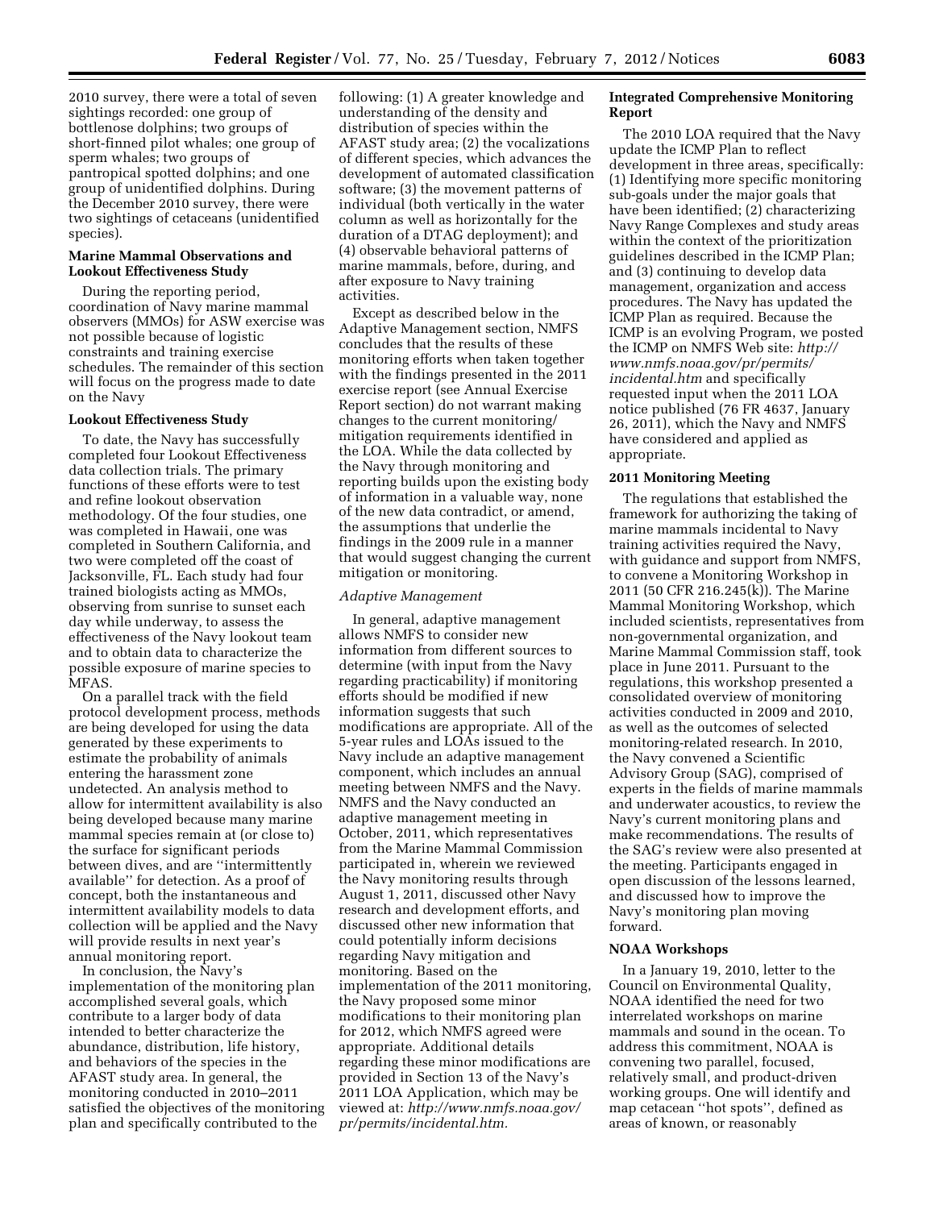2010 survey, there were a total of seven sightings recorded: one group of bottlenose dolphins; two groups of short-finned pilot whales; one group of sperm whales; two groups of pantropical spotted dolphins; and one group of unidentified dolphins. During the December 2010 survey, there were two sightings of cetaceans (unidentified species).

**Marine Mammal Observations and Lookout Effectiveness Study**

During the reporting period, coordination of Navy marine mammal observers (MMOs) for ASW exercise was not possible because of logistic constraints and training exercise schedules. The remainder of this section will focus on the progress made to date on the Navy

**Lookout Effectiveness Study**

To date, the Navy has successfully completed four Lookout Effectiveness data collection trials. The primary functions of these efforts were to test and refine lookout observation methodology. Of the four studies, one was completed in Hawaii, one was completed in Southern California, and two were completed off the coast of Jacksonville, FL. Each study had four trained biologists acting as MMOs, observing from sunrise to sunset each day while underway, to assess the effectiveness of the Navy lookout team and to obtain data to characterize the possible exposure of marine species to MFAS.

On a parallel track with the field protocol development process, methods are being developed for using the data generated by these experiments to estimate the probability of animals entering the harassment zone undetected. An analysis method to allow for intermittent availability is also being developed because many marine mammal species remain at (or close to) the surface for significant periods between dives, and are ''intermittently available'' for detection. As a proof of concept, both the instantaneous and intermittent availability models to data collection will be applied and the Navy will provide results in next year's annual monitoring report.

In conclusion, the Navy's implementation of the monitoring plan accomplished several goals, which contribute to a larger body of data intended to better characterize the abundance, distribution, life history, and behaviors of the species in the AFAST study area. In general, the monitoring conducted in 2010–2011 satisfied the objectives of the monitoring plan and specifically contributed to the following: (1) A greater knowledge and understanding of the density and distribution of species within the AFAST study area; (2) the vocalizations of different species, which advances the development of automated classification software; (3) the movement patterns of individual (both vertically in the water column as well as horizontally for the duration of a DTAG deployment); and (4) observable behavioral patterns of marine mammals, before, during, and after exposure to Navy training activities.

Except as described below in the Adaptive Management section, NMFS concludes that the results of these monitoring efforts when taken together with the findings presented in the 2011 exercise report (see Annual Exercise Report section) do not warrant making changes to the current monitoring/mitigation requirements identified in the LOA. While the data collected by the Navy through monitoring and reporting builds upon the existing body of information in a valuable way, none of the new data contradict, or amend, the assumptions that underlie the findings in the 2009 rule in a manner that would suggest changing the current mitigation or monitoring.

*Adaptive Management*

In general, adaptive management allows NMFS to consider new information from different sources to determine (with input from the Navy regarding practicability) if monitoring efforts should be modified if new information suggests that such modifications are appropriate. All of the 5-year rules and LOAs issued to the Navy include an adaptive management component, which includes an annual meeting between NMFS and the Navy. NMFS and the Navy conducted an adaptive management meeting in October, 2011, which representatives from the Marine Mammal Commission participated in, wherein we reviewed the Navy monitoring results through August 1, 2011, discussed other Navy research and development efforts, and discussed other new information that could potentially inform decisions regarding Navy mitigation and monitoring. Based on the implementation of the 2011 monitoring, the Navy proposed some minor modifications to their monitoring plan for 2012, which NMFS agreed were appropriate. Additional details regarding these minor modifications are provided in Section 13 of the Navy's 2011 LOA Application, which may be viewed at: *http://www.nmfs.noaa.gov/pr/permits/incidental.htm.*

**Integrated Comprehensive Monitoring Report**

The 2010 LOA required that the Navy update the ICMP Plan to reflect development in three areas, specifically: (1) Identifying more specific monitoring sub-goals under the major goals that have been identified; (2) characterizing Navy Range Complexes and study areas within the context of the prioritization guidelines described in the ICMP Plan; and (3) continuing to develop data management, organization and access procedures. The Navy has updated the ICMP Plan as required. Because the ICMP is an evolving Program, we posted the ICMP on NMFS Web site: *http://www.nmfs.noaa.gov/pr/permits/incidental.htm* and specifically requested input when the 2011 LOA notice published (76 FR 4637, January 26, 2011), which the Navy and NMFS have considered and applied as appropriate.

**2011 Monitoring Meeting**

The regulations that established the framework for authorizing the taking of marine mammals incidental to Navy training activities required the Navy, with guidance and support from NMFS, to convene a Monitoring Workshop in 2011 (50 CFR 216.245(k)). The Marine Mammal Monitoring Workshop, which included scientists, representatives from non-governmental organization, and Marine Mammal Commission staff, took place in June 2011. Pursuant to the regulations, this workshop presented a consolidated overview of monitoring activities conducted in 2009 and 2010, as well as the outcomes of selected monitoring-related research. In 2010, the Navy convened a Scientific Advisory Group (SAG), comprised of experts in the fields of marine mammals and underwater acoustics, to review the Navy's current monitoring plans and make recommendations. The results of the SAG's review were also presented at the meeting. Participants engaged in open discussion of the lessons learned, and discussed how to improve the Navy's monitoring plan moving forward.

**NOAA Workshops**

In a January 19, 2010, letter to the Council on Environmental Quality, NOAA identified the need for two interrelated workshops on marine mammals and sound in the ocean. To address this commitment, NOAA is convening two parallel, focused, relatively small, and product-driven working groups. One will identify and map cetacean ''hot spots'', defined as areas of known, or reasonably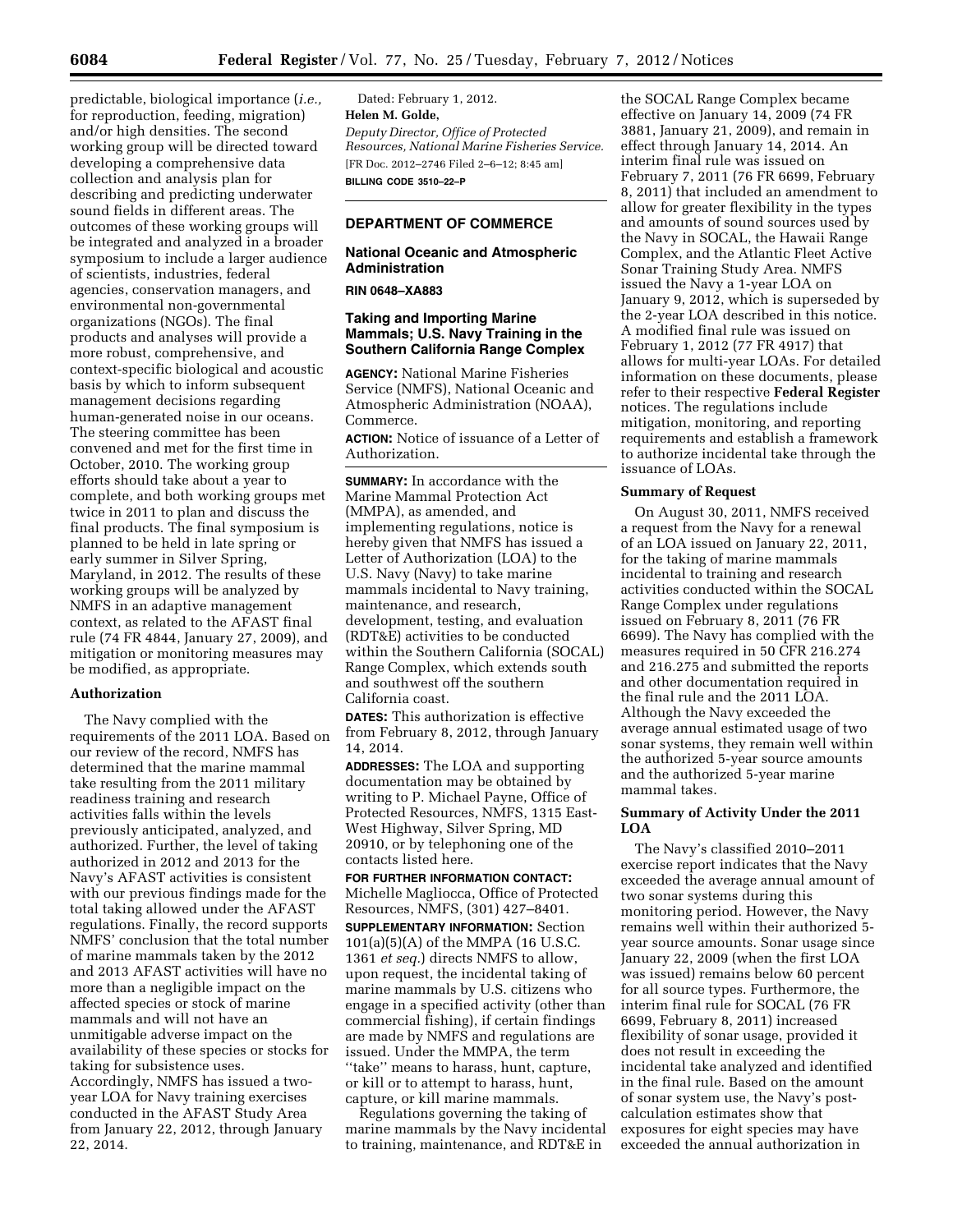predictable, biological importance (*i.e.,* for reproduction, feeding, migration) and/or high densities. The second working group will be directed toward developing a comprehensive data collection and analysis plan for describing and predicting underwater sound fields in different areas. The outcomes of these working groups will be integrated and analyzed in a broader symposium to include a larger audience of scientists, industries, federal agencies, conservation managers, and environmental non-governmental organizations (NGOs). The final products and analyses will provide a more robust, comprehensive, and context-specific biological and acoustic basis by which to inform subsequent management decisions regarding human-generated noise in our oceans. The steering committee has been convened and met for the first time in October, 2010. The working group efforts should take about a year to complete, and both working groups met twice in 2011 to plan and discuss the final products. The final symposium is planned to be held in late spring or early summer in Silver Spring, Maryland, in 2012. The results of these working groups will be analyzed by NMFS in an adaptive management context, as related to the AFAST final rule (74 FR 4844, January 27, 2009), and mitigation or monitoring measures may be modified, as appropriate.

**Authorization**

The Navy complied with the requirements of the 2011 LOA. Based on our review of the record, NMFS has determined that the marine mammal take resulting from the 2011 military readiness training and research activities falls within the levels previously anticipated, analyzed, and authorized. Further, the level of taking authorized in 2012 and 2013 for the Navy's AFAST activities is consistent with our previous findings made for the total taking allowed under the AFAST regulations. Finally, the record supports NMFS' conclusion that the total number of marine mammals taken by the 2012 and 2013 AFAST activities will have no more than a negligible impact on the affected species or stock of marine mammals and will not have an unmitigable adverse impact on the availability of these species or stocks for taking for subsistence uses. Accordingly, NMFS has issued a two-year LOA for Navy training exercises conducted in the AFAST Study Area from January 22, 2012, through January 22, 2014.

Dated: February 1, 2012.

**Helen M. Golde,**

*Deputy Director, Office of Protected Resources, National Marine Fisheries Service.*

[FR Doc. 2012–2746 Filed 2–6–12; 8:45 am]

**BILLING CODE 3510–22–P**

---

**DEPARTMENT OF COMMERCE**

**National Oceanic and Atmospheric Administration**

**RIN 0648–XA883**

**Taking and Importing Marine Mammals; U.S. Navy Training in the Southern California Range Complex**

**AGENCY:** National Marine Fisheries Service (NMFS), National Oceanic and Atmospheric Administration (NOAA), Commerce.

**ACTION:** Notice of issuance of a Letter of Authorization.

**SUMMARY:** In accordance with the Marine Mammal Protection Act (MMPA), as amended, and implementing regulations, notice is hereby given that NMFS has issued a Letter of Authorization (LOA) to the U.S. Navy (Navy) to take marine mammals incidental to Navy training, maintenance, and research, development, testing, and evaluation (RDT&E) activities to be conducted within the Southern California (SOCAL) Range Complex, which extends south and southwest off the southern California coast.

**DATES:** This authorization is effective from February 8, 2012, through January 14, 2014.

**ADDRESSES:** The LOA and supporting documentation may be obtained by writing to P. Michael Payne, Office of Protected Resources, NMFS, 1315 East-West Highway, Silver Spring, MD 20910, or by telephoning one of the contacts listed here.

**FOR FURTHER INFORMATION CONTACT:** Michelle Magliocca, Office of Protected Resources, NMFS, (301) 427–8401.

**SUPPLEMENTARY INFORMATION:** Section 101(a)(5)(A) of the MMPA (16 U.S.C. 1361 *et seq.*) directs NMFS to allow, upon request, the incidental taking of marine mammals by U.S. citizens who engage in a specified activity (other than commercial fishing), if certain findings are made by NMFS and regulations are issued. Under the MMPA, the term ''take'' means to harass, hunt, capture, or kill or to attempt to harass, hunt, capture, or kill marine mammals.

Regulations governing the taking of marine mammals by the Navy incidental to training, maintenance, and RDT&E in the SOCAL Range Complex became effective on January 14, 2009 (74 FR 3881, January 21, 2009), and remain in effect through January 14, 2014. An interim final rule was issued on February 7, 2011 (76 FR 6699, February 8, 2011) that included an amendment to allow for greater flexibility in the types and amounts of sound sources used by the Navy in SOCAL, the Hawaii Range Complex, and the Atlantic Fleet Active Sonar Training Study Area. NMFS issued the Navy a 1-year LOA on January 9, 2012, which is superseded by the 2-year LOA described in this notice. A modified final rule was issued on February 1, 2012 (77 FR 4917) that allows for multi-year LOAs. For detailed information on these documents, please refer to their respective **Federal Register** notices. The regulations include mitigation, monitoring, and reporting requirements and establish a framework to authorize incidental take through the issuance of LOAs.

**Summary of Request**

On August 30, 2011, NMFS received a request from the Navy for a renewal of an LOA issued on January 22, 2011, for the taking of marine mammals incidental to training and research activities conducted within the SOCAL Range Complex under regulations issued on February 8, 2011 (76 FR 6699). The Navy has complied with the measures required in 50 CFR 216.274 and 216.275 and submitted the reports and other documentation required in the final rule and the 2011 LOA. Although the Navy exceeded the average annual estimated usage of two sonar systems, they remain well within the authorized 5-year source amounts and the authorized 5-year marine mammal takes.

**Summary of Activity Under the 2011 LOA**

The Navy's classified 2010–2011 exercise report indicates that the Navy exceeded the average annual amount of two sonar systems during this monitoring period. However, the Navy remains well within their authorized 5-year source amounts. Sonar usage since January 22, 2009 (when the first LOA was issued) remains below 60 percent for all source types. Furthermore, the interim final rule for SOCAL (76 FR 6699, February 8, 2011) increased flexibility of sonar usage, provided it does not result in exceeding the incidental take analyzed and identified in the final rule. Based on the amount of sonar system use, the Navy's post-calculation estimates show that exposures for eight species may have exceeded the annual authorization in